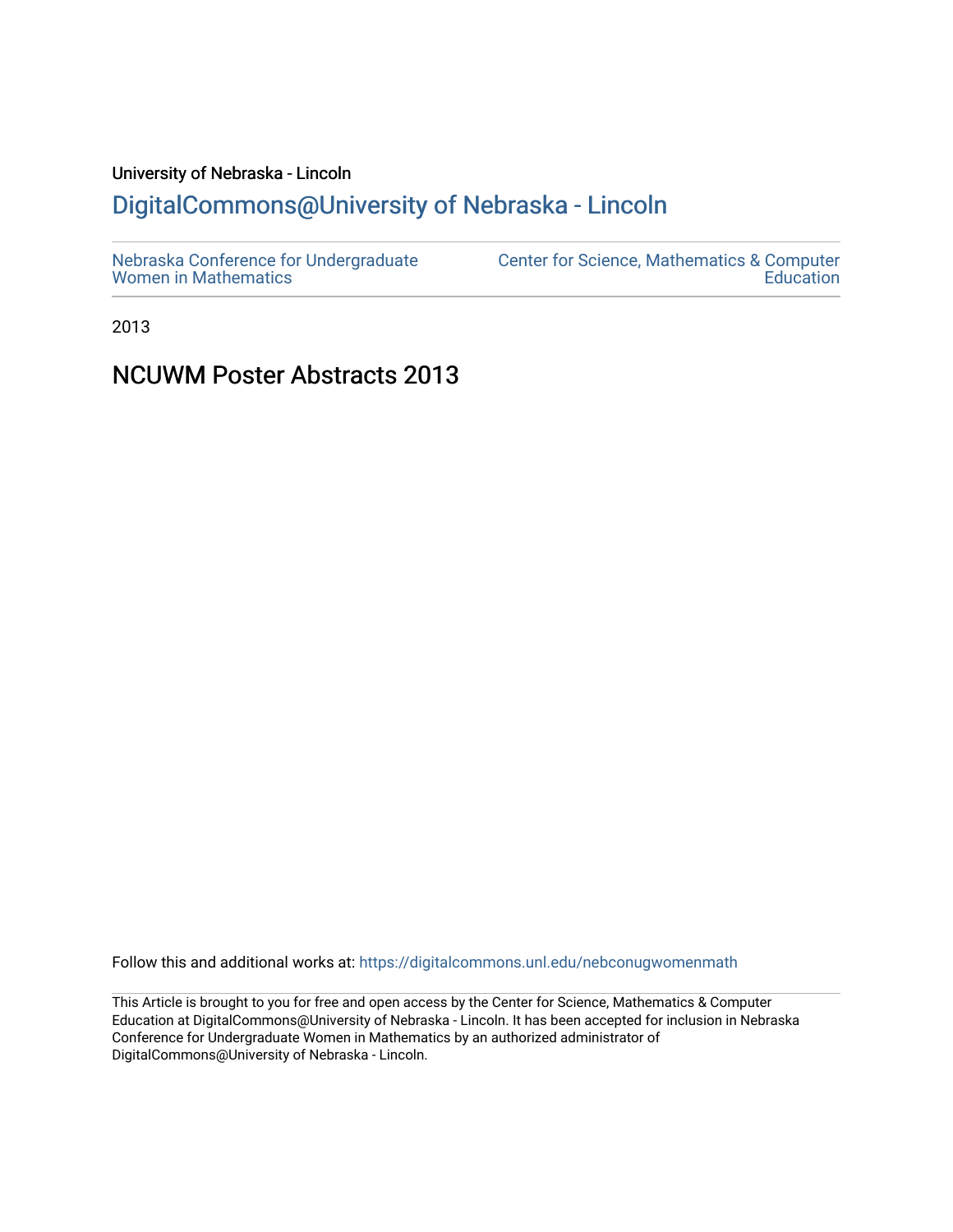University of Nebraska - Lincoln

## DigitalCommons@University of Nebraska - Lincoln

Nebraska Conference for Undergraduate Women in Mathematics

Center for Science, Mathematics & Computer Education

2013

# NCUWM Poster Abstracts 2013

Follow this and additional works at: https://digitalcommons.unl.edu/nebconugwomenmath

This Article is brought to you for free and open access by the Center for Science, Mathematics & Computer Education at DigitalCommons@University of Nebraska - Lincoln. It has been accepted for inclusion in Nebraska Conference for Undergraduate Women in Mathematics by an authorized administrator of DigitalCommons@University of Nebraska - Lincoln.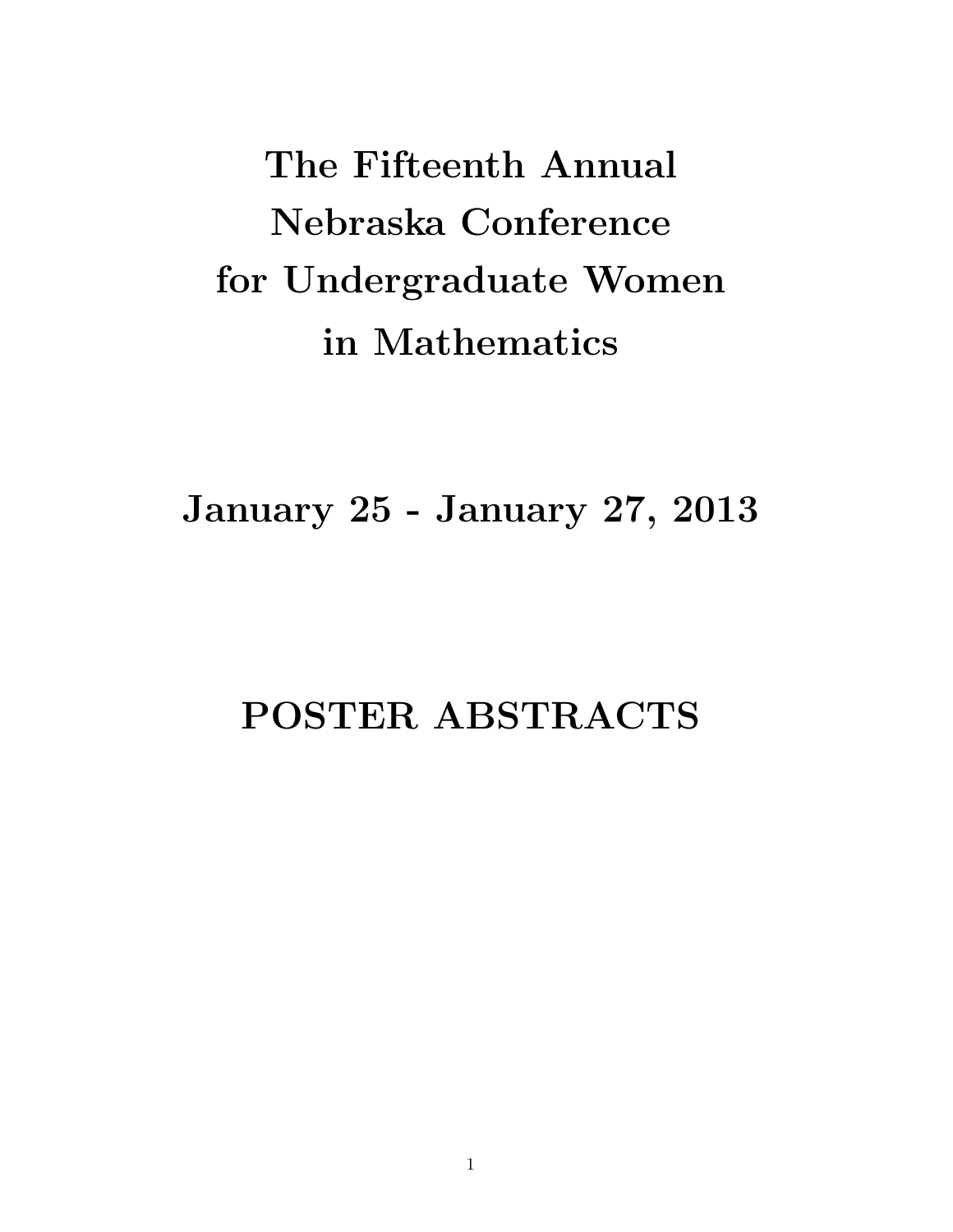# The Fifteenth Annual Nebraska Conference for Undergraduate Women in Mathematics

## January 25 - January 27, 2013

# POSTER ABSTRACTS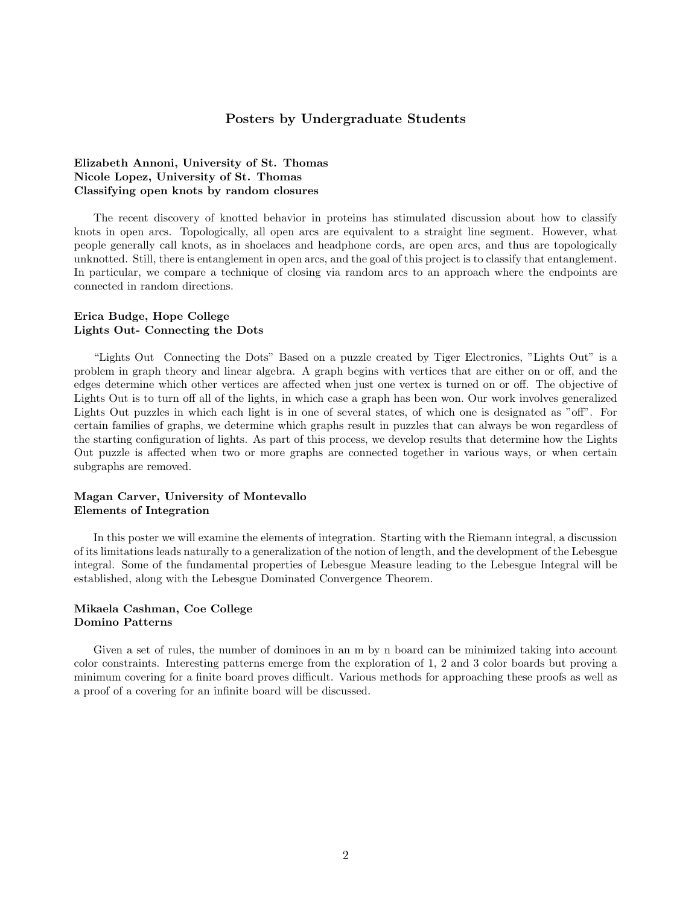## Posters by Undergraduate Students

**Elizabeth Annoni, University of St. Thomas**
**Nicole Lopez, University of St. Thomas**
**Classifying open knots by random closures**

The recent discovery of knotted behavior in proteins has stimulated discussion about how to classify knots in open arcs. Topologically, all open arcs are equivalent to a straight line segment. However, what people generally call knots, as in shoelaces and headphone cords, are open arcs, and thus are topologically unknotted. Still, there is entanglement in open arcs, and the goal of this project is to classify that entanglement. In particular, we compare a technique of closing via random arcs to an approach where the endpoints are connected in random directions.

**Erica Budge, Hope College**
**Lights Out- Connecting the Dots**

"Lights Out Connecting the Dots" Based on a puzzle created by Tiger Electronics, "Lights Out" is a problem in graph theory and linear algebra. A graph begins with vertices that are either on or off, and the edges determine which other vertices are affected when just one vertex is turned on or off. The objective of Lights Out is to turn off all of the lights, in which case a graph has been won. Our work involves generalized Lights Out puzzles in which each light is in one of several states, of which one is designated as "off". For certain families of graphs, we determine which graphs result in puzzles that can always be won regardless of the starting configuration of lights. As part of this process, we develop results that determine how the Lights Out puzzle is affected when two or more graphs are connected together in various ways, or when certain subgraphs are removed.

**Magan Carver, University of Montevallo**
**Elements of Integration**

In this poster we will examine the elements of integration. Starting with the Riemann integral, a discussion of its limitations leads naturally to a generalization of the notion of length, and the development of the Lebesgue integral. Some of the fundamental properties of Lebesgue Measure leading to the Lebesgue Integral will be established, along with the Lebesgue Dominated Convergence Theorem.

**Mikaela Cashman, Coe College**
**Domino Patterns**

Given a set of rules, the number of dominoes in an m by n board can be minimized taking into account color constraints. Interesting patterns emerge from the exploration of 1, 2 and 3 color boards but proving a minimum covering for a finite board proves difficult. Various methods for approaching these proofs as well as a proof of a covering for an infinite board will be discussed.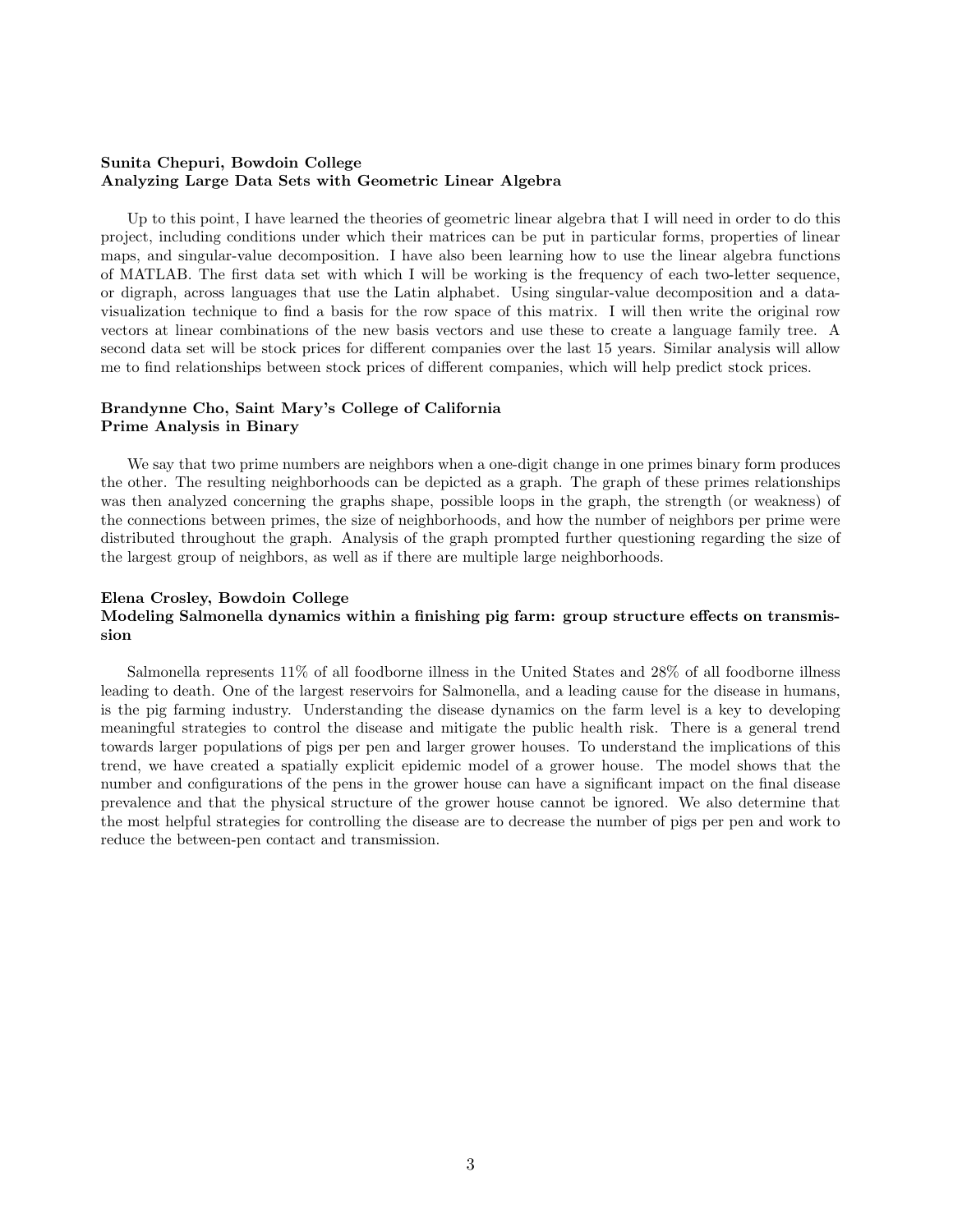**Sunita Chepuri, Bowdoin College**
**Analyzing Large Data Sets with Geometric Linear Algebra**

Up to this point, I have learned the theories of geometric linear algebra that I will need in order to do this project, including conditions under which their matrices can be put in particular forms, properties of linear maps, and singular-value decomposition. I have also been learning how to use the linear algebra functions of MATLAB. The first data set with which I will be working is the frequency of each two-letter sequence, or digraph, across languages that use the Latin alphabet. Using singular-value decomposition and a data-visualization technique to find a basis for the row space of this matrix. I will then write the original row vectors at linear combinations of the new basis vectors and use these to create a language family tree. A second data set will be stock prices for different companies over the last 15 years. Similar analysis will allow me to find relationships between stock prices of different companies, which will help predict stock prices.

**Brandynne Cho, Saint Mary's College of California**
**Prime Analysis in Binary**

We say that two prime numbers are neighbors when a one-digit change in one primes binary form produces the other. The resulting neighborhoods can be depicted as a graph. The graph of these primes relationships was then analyzed concerning the graphs shape, possible loops in the graph, the strength (or weakness) of the connections between primes, the size of neighborhoods, and how the number of neighbors per prime were distributed throughout the graph. Analysis of the graph prompted further questioning regarding the size of the largest group of neighbors, as well as if there are multiple large neighborhoods.

**Elena Crosley, Bowdoin College**
**Modeling Salmonella dynamics within a finishing pig farm: group structure effects on transmission**

Salmonella represents 11% of all foodborne illness in the United States and 28% of all foodborne illness leading to death. One of the largest reservoirs for Salmonella, and a leading cause for the disease in humans, is the pig farming industry. Understanding the disease dynamics on the farm level is a key to developing meaningful strategies to control the disease and mitigate the public health risk. There is a general trend towards larger populations of pigs per pen and larger grower houses. To understand the implications of this trend, we have created a spatially explicit epidemic model of a grower house. The model shows that the number and configurations of the pens in the grower house can have a significant impact on the final disease prevalence and that the physical structure of the grower house cannot be ignored. We also determine that the most helpful strategies for controlling the disease are to decrease the number of pigs per pen and work to reduce the between-pen contact and transmission.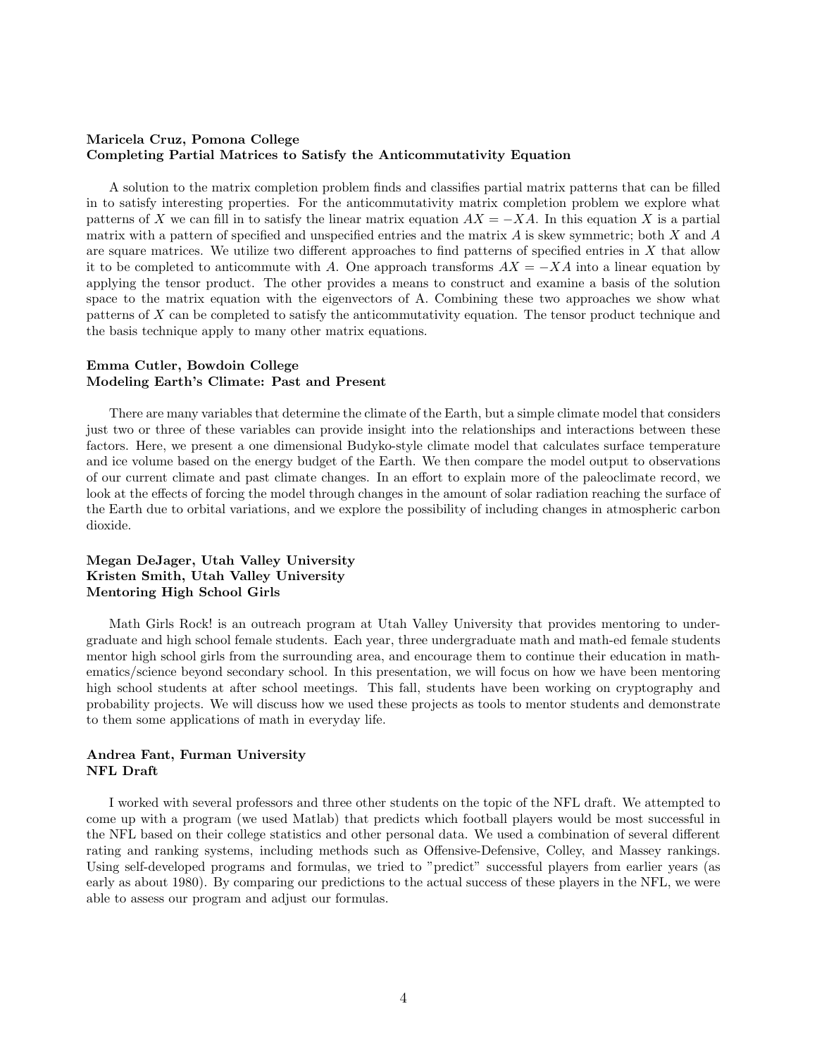**Maricela Cruz, Pomona College**
**Completing Partial Matrices to Satisfy the Anticommutativity Equation**

A solution to the matrix completion problem finds and classifies partial matrix patterns that can be filled in to satisfy interesting properties. For the anticommutativity matrix completion problem we explore what patterns of $X$ we can fill in to satisfy the linear matrix equation $AX = -XA$. In this equation $X$ is a partial matrix with a pattern of specified and unspecified entries and the matrix $A$ is skew symmetric; both $X$ and $A$ are square matrices. We utilize two different approaches to find patterns of specified entries in $X$ that allow it to be completed to anticommute with $A$. One approach transforms $AX = -XA$ into a linear equation by applying the tensor product. The other provides a means to construct and examine a basis of the solution space to the matrix equation with the eigenvectors of A. Combining these two approaches we show what patterns of $X$ can be completed to satisfy the anticommutativity equation. The tensor product technique and the basis technique apply to many other matrix equations.

**Emma Cutler, Bowdoin College**
**Modeling Earth's Climate: Past and Present**

There are many variables that determine the climate of the Earth, but a simple climate model that considers just two or three of these variables can provide insight into the relationships and interactions between these factors. Here, we present a one dimensional Budyko-style climate model that calculates surface temperature and ice volume based on the energy budget of the Earth. We then compare the model output to observations of our current climate and past climate changes. In an effort to explain more of the paleoclimate record, we look at the effects of forcing the model through changes in the amount of solar radiation reaching the surface of the Earth due to orbital variations, and we explore the possibility of including changes in atmospheric carbon dioxide.

**Megan DeJager, Utah Valley University**
**Kristen Smith, Utah Valley University**
**Mentoring High School Girls**

Math Girls Rock! is an outreach program at Utah Valley University that provides mentoring to undergraduate and high school female students. Each year, three undergraduate math and math-ed female students mentor high school girls from the surrounding area, and encourage them to continue their education in mathematics/science beyond secondary school. In this presentation, we will focus on how we have been mentoring high school students at after school meetings. This fall, students have been working on cryptography and probability projects. We will discuss how we used these projects as tools to mentor students and demonstrate to them some applications of math in everyday life.

**Andrea Fant, Furman University**
**NFL Draft**

I worked with several professors and three other students on the topic of the NFL draft. We attempted to come up with a program (we used Matlab) that predicts which football players would be most successful in the NFL based on their college statistics and other personal data. We used a combination of several different rating and ranking systems, including methods such as Offensive-Defensive, Colley, and Massey rankings. Using self-developed programs and formulas, we tried to "predict" successful players from earlier years (as early as about 1980). By comparing our predictions to the actual success of these players in the NFL, we were able to assess our program and adjust our formulas.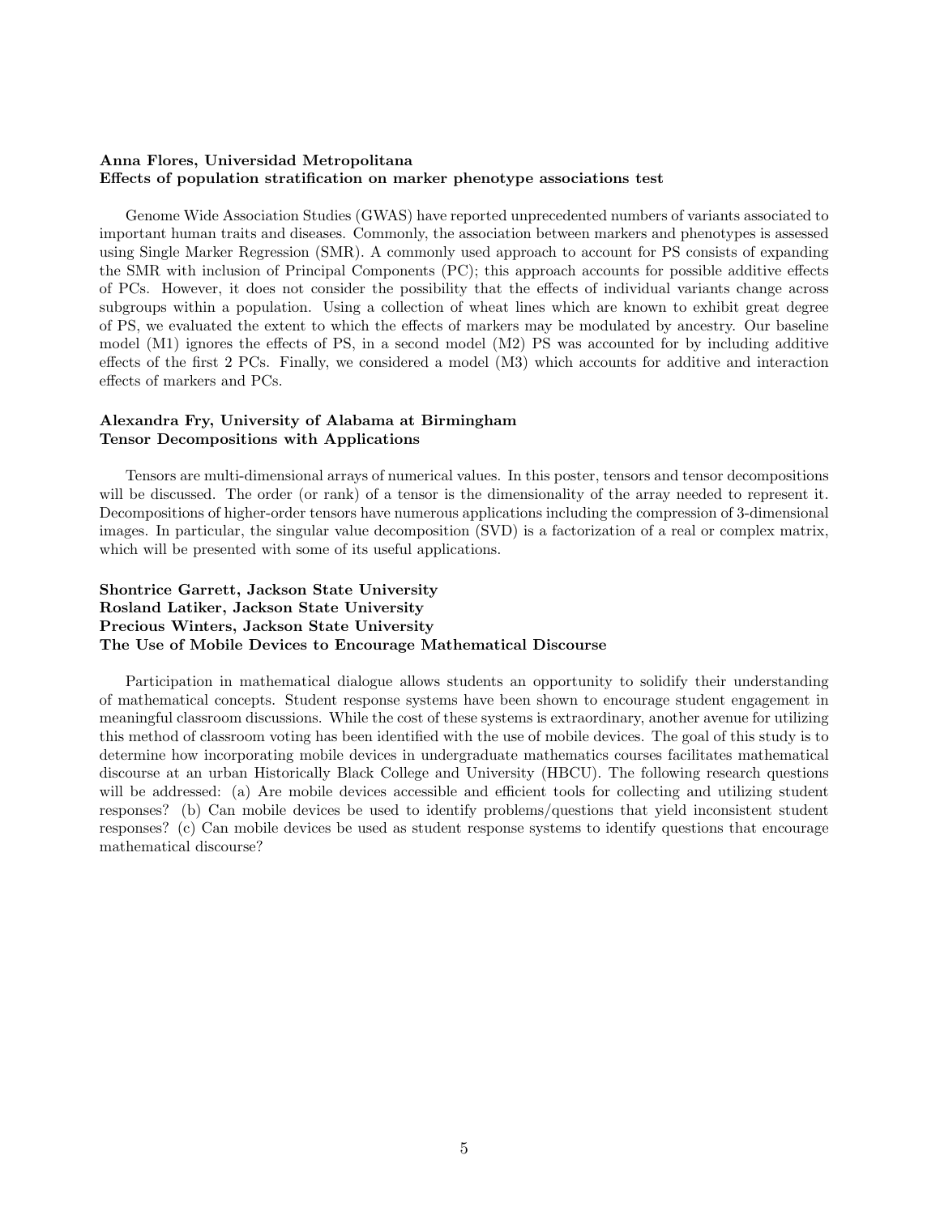**Anna Flores, Universidad Metropolitana**
**Effects of population stratification on marker phenotype associations test**

Genome Wide Association Studies (GWAS) have reported unprecedented numbers of variants associated to important human traits and diseases. Commonly, the association between markers and phenotypes is assessed using Single Marker Regression (SMR). A commonly used approach to account for PS consists of expanding the SMR with inclusion of Principal Components (PC); this approach accounts for possible additive effects of PCs. However, it does not consider the possibility that the effects of individual variants change across subgroups within a population. Using a collection of wheat lines which are known to exhibit great degree of PS, we evaluated the extent to which the effects of markers may be modulated by ancestry. Our baseline model (M1) ignores the effects of PS, in a second model (M2) PS was accounted for by including additive effects of the first 2 PCs. Finally, we considered a model (M3) which accounts for additive and interaction effects of markers and PCs.

**Alexandra Fry, University of Alabama at Birmingham**
**Tensor Decompositions with Applications**

Tensors are multi-dimensional arrays of numerical values. In this poster, tensors and tensor decompositions will be discussed. The order (or rank) of a tensor is the dimensionality of the array needed to represent it. Decompositions of higher-order tensors have numerous applications including the compression of 3-dimensional images. In particular, the singular value decomposition (SVD) is a factorization of a real or complex matrix, which will be presented with some of its useful applications.

**Shontrice Garrett, Jackson State University**
**Rosland Latiker, Jackson State University**
**Precious Winters, Jackson State University**
**The Use of Mobile Devices to Encourage Mathematical Discourse**

Participation in mathematical dialogue allows students an opportunity to solidify their understanding of mathematical concepts. Student response systems have been shown to encourage student engagement in meaningful classroom discussions. While the cost of these systems is extraordinary, another avenue for utilizing this method of classroom voting has been identified with the use of mobile devices. The goal of this study is to determine how incorporating mobile devices in undergraduate mathematics courses facilitates mathematical discourse at an urban Historically Black College and University (HBCU). The following research questions will be addressed: (a) Are mobile devices accessible and efficient tools for collecting and utilizing student responses? (b) Can mobile devices be used to identify problems/questions that yield inconsistent student responses? (c) Can mobile devices be used as student response systems to identify questions that encourage mathematical discourse?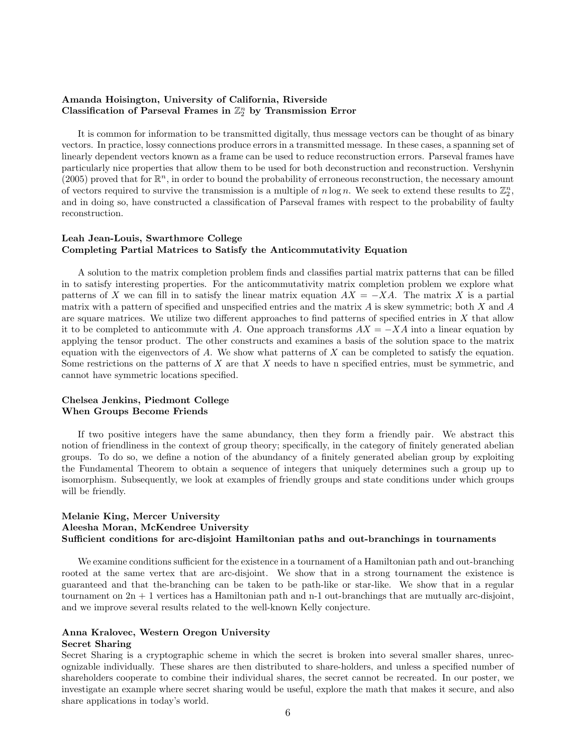**Amanda Hoisington, University of California, Riverside**
**Classification of Parseval Frames in $\mathbb{Z}_2^n$ by Transmission Error**

It is common for information to be transmitted digitally, thus message vectors can be thought of as binary vectors. In practice, lossy connections produce errors in a transmitted message. In these cases, a spanning set of linearly dependent vectors known as a frame can be used to reduce reconstruction errors. Parseval frames have particularly nice properties that allow them to be used for both deconstruction and reconstruction. Vershynin (2005) proved that for $\mathbb{R}^n$, in order to bound the probability of erroneous reconstruction, the necessary amount of vectors required to survive the transmission is a multiple of $n \log n$. We seek to extend these results to $\mathbb{Z}_2^n$, and in doing so, have constructed a classification of Parseval frames with respect to the probability of faulty reconstruction.

**Leah Jean-Louis, Swarthmore College**
**Completing Partial Matrices to Satisfy the Anticommutativity Equation**

A solution to the matrix completion problem finds and classifies partial matrix patterns that can be filled in to satisfy interesting properties. For the anticommutativity matrix completion problem we explore what patterns of $X$ we can fill in to satisfy the linear matrix equation $AX = -XA$. The matrix $X$ is a partial matrix with a pattern of specified and unspecified entries and the matrix $A$ is skew symmetric; both $X$ and $A$ are square matrices. We utilize two different approaches to find patterns of specified entries in $X$ that allow it to be completed to anticommute with $A$. One approach transforms $AX = -XA$ into a linear equation by applying the tensor product. The other constructs and examines a basis of the solution space to the matrix equation with the eigenvectors of $A$. We show what patterns of $X$ can be completed to satisfy the equation. Some restrictions on the patterns of $X$ are that $X$ needs to have n specified entries, must be symmetric, and cannot have symmetric locations specified.

**Chelsea Jenkins, Piedmont College**
**When Groups Become Friends**

If two positive integers have the same abundancy, then they form a friendly pair. We abstract this notion of friendliness in the context of group theory; specifically, in the category of finitely generated abelian groups. To do so, we define a notion of the abundancy of a finitely generated abelian group by exploiting the Fundamental Theorem to obtain a sequence of integers that uniquely determines such a group up to isomorphism. Subsequently, we look at examples of friendly groups and state conditions under which groups will be friendly.

**Melanie King, Mercer University**
**Aleesha Moran, McKendree University**
**Sufficient conditions for arc-disjoint Hamiltonian paths and out-branchings in tournaments**

We examine conditions sufficient for the existence in a tournament of a Hamiltonian path and out-branching rooted at the same vertex that are arc-disjoint. We show that in a strong tournament the existence is guaranteed and that the-branching can be taken to be path-like or star-like. We show that in a regular tournament on 2n + 1 vertices has a Hamiltonian path and n-1 out-branchings that are mutually arc-disjoint, and we improve several results related to the well-known Kelly conjecture.

**Anna Kralovec, Western Oregon University**
**Secret Sharing**
Secret Sharing is a cryptographic scheme in which the secret is broken into several smaller shares, unrecognizable individually. These shares are then distributed to share-holders, and unless a specified number of shareholders cooperate to combine their individual shares, the secret cannot be recreated. In our poster, we investigate an example where secret sharing would be useful, explore the math that makes it secure, and also share applications in today's world.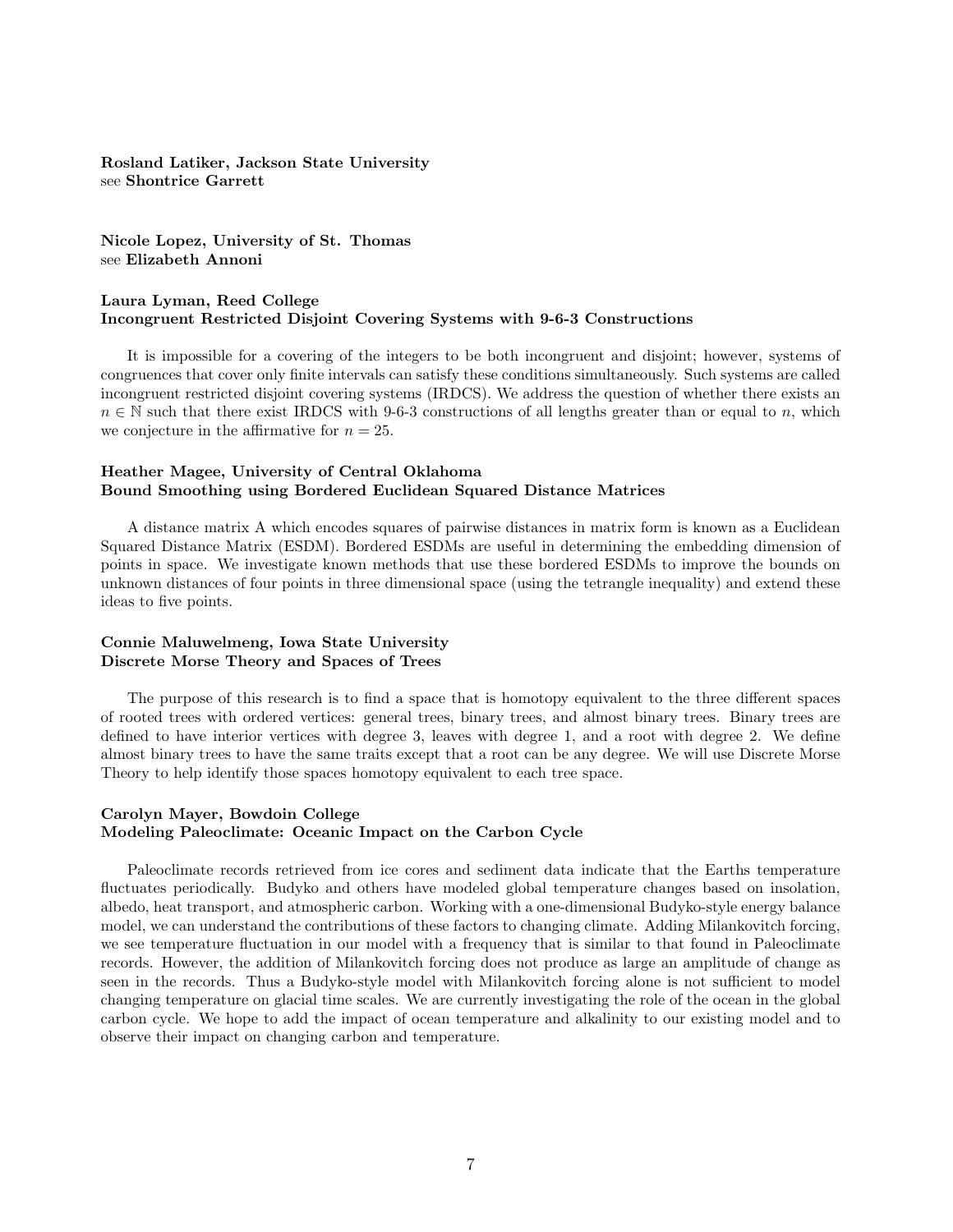**Rosland Latiker, Jackson State University**
see **Shontrice Garrett**

**Nicole Lopez, University of St. Thomas**
see **Elizabeth Annoni**

**Laura Lyman, Reed College**
**Incongruent Restricted Disjoint Covering Systems with 9-6-3 Constructions**

It is impossible for a covering of the integers to be both incongruent and disjoint; however, systems of congruences that cover only finite intervals can satisfy these conditions simultaneously. Such systems are called incongruent restricted disjoint covering systems (IRDCS). We address the question of whether there exists an $n \in \mathbb{N}$ such that there exist IRDCS with 9-6-3 constructions of all lengths greater than or equal to $n$, which we conjecture in the affirmative for $n = 25$.

**Heather Magee, University of Central Oklahoma**
**Bound Smoothing using Bordered Euclidean Squared Distance Matrices**

A distance matrix A which encodes squares of pairwise distances in matrix form is known as a Euclidean Squared Distance Matrix (ESDM). Bordered ESDMs are useful in determining the embedding dimension of points in space. We investigate known methods that use these bordered ESDMs to improve the bounds on unknown distances of four points in three dimensional space (using the tetrangle inequality) and extend these ideas to five points.

**Connie Maluwelmeng, Iowa State University**
**Discrete Morse Theory and Spaces of Trees**

The purpose of this research is to find a space that is homotopy equivalent to the three different spaces of rooted trees with ordered vertices: general trees, binary trees, and almost binary trees. Binary trees are defined to have interior vertices with degree 3, leaves with degree 1, and a root with degree 2. We define almost binary trees to have the same traits except that a root can be any degree. We will use Discrete Morse Theory to help identify those spaces homotopy equivalent to each tree space.

**Carolyn Mayer, Bowdoin College**
**Modeling Paleoclimate: Oceanic Impact on the Carbon Cycle**

Paleoclimate records retrieved from ice cores and sediment data indicate that the Earths temperature fluctuates periodically. Budyko and others have modeled global temperature changes based on insolation, albedo, heat transport, and atmospheric carbon. Working with a one-dimensional Budyko-style energy balance model, we can understand the contributions of these factors to changing climate. Adding Milankovitch forcing, we see temperature fluctuation in our model with a frequency that is similar to that found in Paleoclimate records. However, the addition of Milankovitch forcing does not produce as large an amplitude of change as seen in the records. Thus a Budyko-style model with Milankovitch forcing alone is not sufficient to model changing temperature on glacial time scales. We are currently investigating the role of the ocean in the global carbon cycle. We hope to add the impact of ocean temperature and alkalinity to our existing model and to observe their impact on changing carbon and temperature.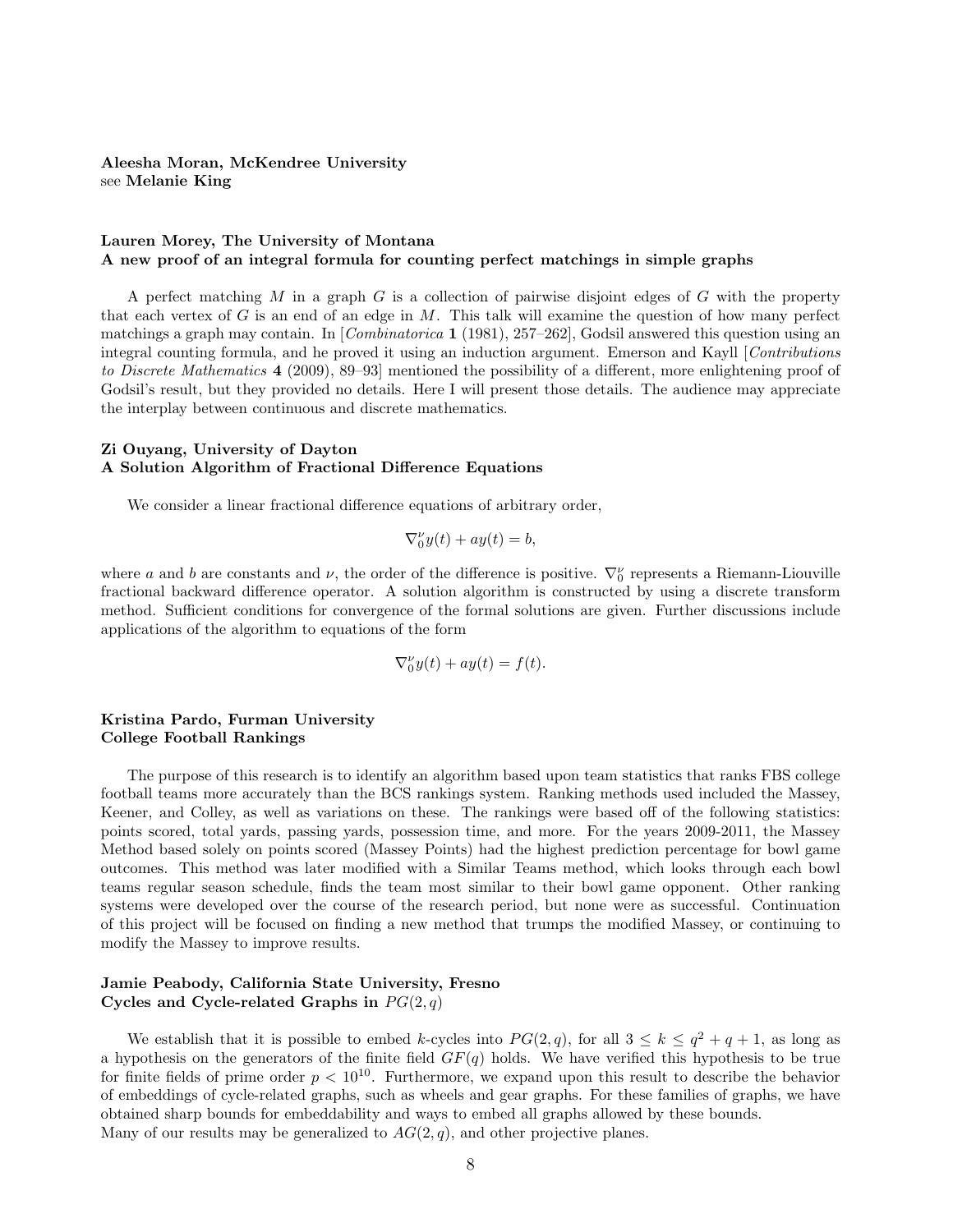**Aleesha Moran, McKendree University**
see **Melanie King**

**Lauren Morey, The University of Montana**
**A new proof of an integral formula for counting perfect matchings in simple graphs**

A perfect matching $M$ in a graph $G$ is a collection of pairwise disjoint edges of $G$ with the property that each vertex of $G$ is an end of an edge in $M$. This talk will examine the question of how many perfect matchings a graph may contain. In [*Combinatorica* **1** (1981), 257–262], Godsil answered this question using an integral counting formula, and he proved it using an induction argument. Emerson and Kayll [*Contributions to Discrete Mathematics* **4** (2009), 89–93] mentioned the possibility of a different, more enlightening proof of Godsil's result, but they provided no details. Here I will present those details. The audience may appreciate the interplay between continuous and discrete mathematics.

**Zi Ouyang, University of Dayton**
**A Solution Algorithm of Fractional Difference Equations**

We consider a linear fractional difference equations of arbitrary order,

$$\nabla_0^{\nu} y(t) + ay(t) = b,$$

where $a$ and $b$ are constants and $\nu$, the order of the difference is positive. $\nabla_0^{\nu}$ represents a Riemann-Liouville fractional backward difference operator. A solution algorithm is constructed by using a discrete transform method. Sufficient conditions for convergence of the formal solutions are given. Further discussions include applications of the algorithm to equations of the form

$$\nabla_0^{\nu} y(t) + ay(t) = f(t).$$

**Kristina Pardo, Furman University**
**College Football Rankings**

The purpose of this research is to identify an algorithm based upon team statistics that ranks FBS college football teams more accurately than the BCS rankings system. Ranking methods used included the Massey, Keener, and Colley, as well as variations on these. The rankings were based off of the following statistics: points scored, total yards, passing yards, possession time, and more. For the years 2009-2011, the Massey Method based solely on points scored (Massey Points) had the highest prediction percentage for bowl game outcomes. This method was later modified with a Similar Teams method, which looks through each bowl teams regular season schedule, finds the team most similar to their bowl game opponent. Other ranking systems were developed over the course of the research period, but none were as successful. Continuation of this project will be focused on finding a new method that trumps the modified Massey, or continuing to modify the Massey to improve results.

**Jamie Peabody, California State University, Fresno**
**Cycles and Cycle-related Graphs in $PG(2, q)$**

We establish that it is possible to embed $k$-cycles into $PG(2, q)$, for all $3 \leq k \leq q^2 + q + 1$, as long as a hypothesis on the generators of the finite field $GF(q)$ holds. We have verified this hypothesis to be true for finite fields of prime order $p < 10^{10}$. Furthermore, we expand upon this result to describe the behavior of embeddings of cycle-related graphs, such as wheels and gear graphs. For these families of graphs, we have obtained sharp bounds for embeddability and ways to embed all graphs allowed by these bounds.
Many of our results may be generalized to $AG(2, q)$, and other projective planes.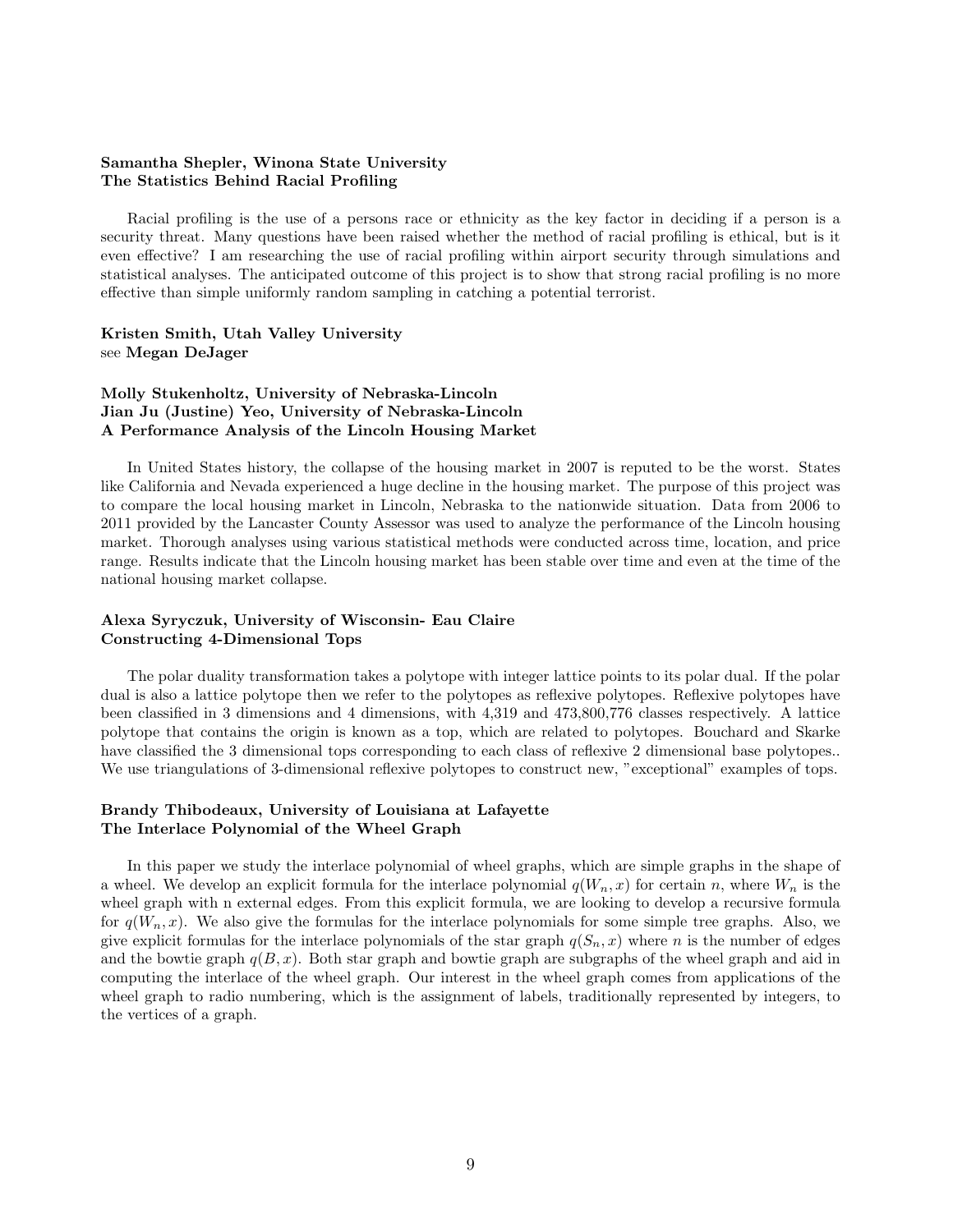**Samantha Shepler, Winona State University**
**The Statistics Behind Racial Profiling**

Racial profiling is the use of a persons race or ethnicity as the key factor in deciding if a person is a security threat. Many questions have been raised whether the method of racial profiling is ethical, but is it even effective? I am researching the use of racial profiling within airport security through simulations and statistical analyses. The anticipated outcome of this project is to show that strong racial profiling is no more effective than simple uniformly random sampling in catching a potential terrorist.

**Kristen Smith, Utah Valley University**
see **Megan DeJager**

**Molly Stukenholtz, University of Nebraska-Lincoln**
**Jian Ju (Justine) Yeo, University of Nebraska-Lincoln**
**A Performance Analysis of the Lincoln Housing Market**

In United States history, the collapse of the housing market in 2007 is reputed to be the worst. States like California and Nevada experienced a huge decline in the housing market. The purpose of this project was to compare the local housing market in Lincoln, Nebraska to the nationwide situation. Data from 2006 to 2011 provided by the Lancaster County Assessor was used to analyze the performance of the Lincoln housing market. Thorough analyses using various statistical methods were conducted across time, location, and price range. Results indicate that the Lincoln housing market has been stable over time and even at the time of the national housing market collapse.

**Alexa Syryczuk, University of Wisconsin- Eau Claire**
**Constructing 4-Dimensional Tops**

The polar duality transformation takes a polytope with integer lattice points to its polar dual. If the polar dual is also a lattice polytope then we refer to the polytopes as reflexive polytopes. Reflexive polytopes have been classified in 3 dimensions and 4 dimensions, with 4,319 and 473,800,776 classes respectively. A lattice polytope that contains the origin is known as a top, which are related to polytopes. Bouchard and Skarke have classified the 3 dimensional tops corresponding to each class of reflexive 2 dimensional base polytopes.. We use triangulations of 3-dimensional reflexive polytopes to construct new, "exceptional" examples of tops.

**Brandy Thibodeaux, University of Louisiana at Lafayette**
**The Interlace Polynomial of the Wheel Graph**

In this paper we study the interlace polynomial of wheel graphs, which are simple graphs in the shape of a wheel. We develop an explicit formula for the interlace polynomial $q(W_n, x)$ for certain $n$, where $W_n$ is the wheel graph with n external edges. From this explicit formula, we are looking to develop a recursive formula for $q(W_n, x)$. We also give the formulas for the interlace polynomials for some simple tree graphs. Also, we give explicit formulas for the interlace polynomials of the star graph $q(S_n, x)$ where $n$ is the number of edges and the bowtie graph $q(B, x)$. Both star graph and bowtie graph are subgraphs of the wheel graph and aid in computing the interlace of the wheel graph. Our interest in the wheel graph comes from applications of the wheel graph to radio numbering, which is the assignment of labels, traditionally represented by integers, to the vertices of a graph.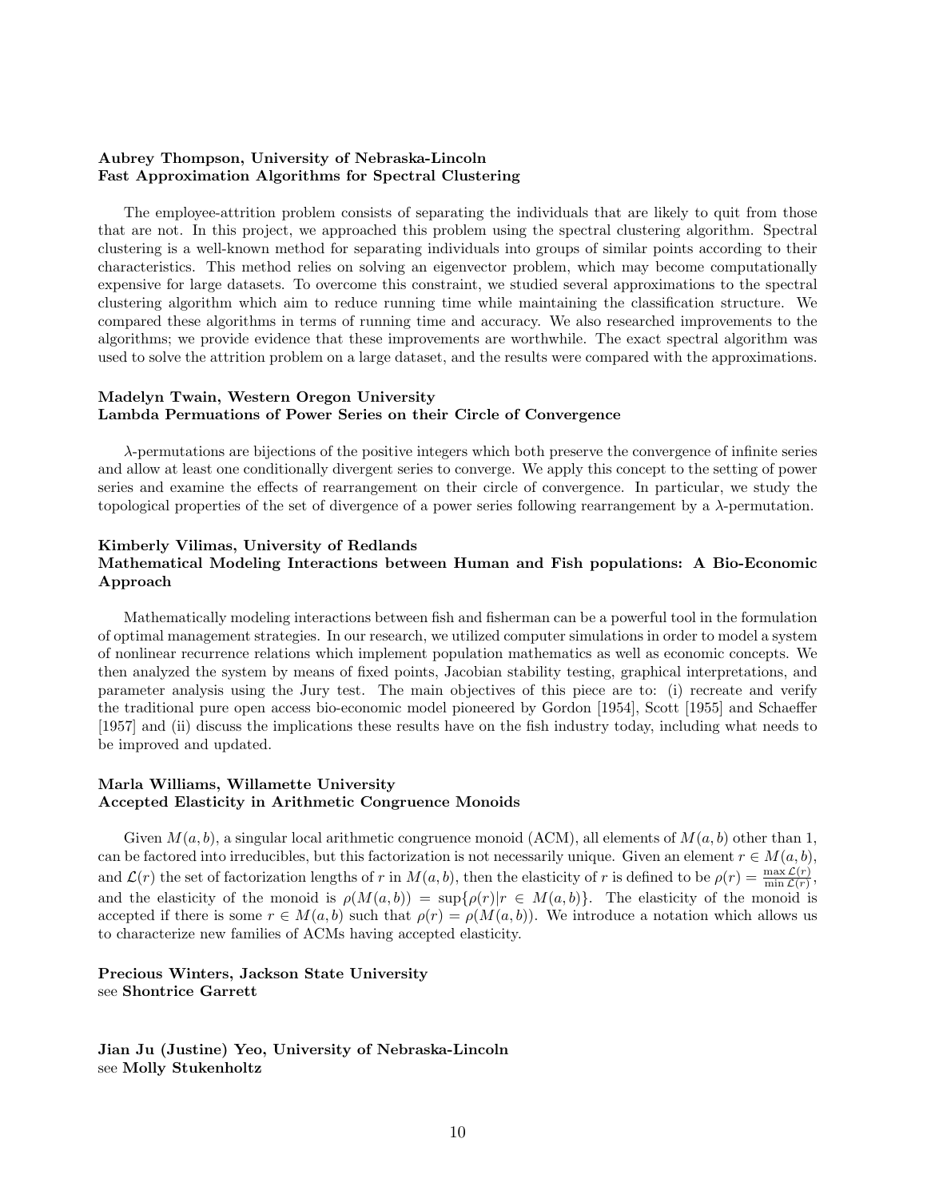**Aubrey Thompson, University of Nebraska-Lincoln**
**Fast Approximation Algorithms for Spectral Clustering**

The employee-attrition problem consists of separating the individuals that are likely to quit from those that are not. In this project, we approached this problem using the spectral clustering algorithm. Spectral clustering is a well-known method for separating individuals into groups of similar points according to their characteristics. This method relies on solving an eigenvector problem, which may become computationally expensive for large datasets. To overcome this constraint, we studied several approximations to the spectral clustering algorithm which aim to reduce running time while maintaining the classification structure. We compared these algorithms in terms of running time and accuracy. We also researched improvements to the algorithms; we provide evidence that these improvements are worthwhile. The exact spectral algorithm was used to solve the attrition problem on a large dataset, and the results were compared with the approximations.

**Madelyn Twain, Western Oregon University**
**Lambda Permuations of Power Series on their Circle of Convergence**

$\lambda$-permutations are bijections of the positive integers which both preserve the convergence of infinite series and allow at least one conditionally divergent series to converge. We apply this concept to the setting of power series and examine the effects of rearrangement on their circle of convergence. In particular, we study the topological properties of the set of divergence of a power series following rearrangement by a $\lambda$-permutation.

**Kimberly Vilimas, University of Redlands**
**Mathematical Modeling Interactions between Human and Fish populations: A Bio-Economic Approach**

Mathematically modeling interactions between fish and fisherman can be a powerful tool in the formulation of optimal management strategies. In our research, we utilized computer simulations in order to model a system of nonlinear recurrence relations which implement population mathematics as well as economic concepts. We then analyzed the system by means of fixed points, Jacobian stability testing, graphical interpretations, and parameter analysis using the Jury test. The main objectives of this piece are to: (i) recreate and verify the traditional pure open access bio-economic model pioneered by Gordon [1954], Scott [1955] and Schaeffer [1957] and (ii) discuss the implications these results have on the fish industry today, including what needs to be improved and updated.

**Marla Williams, Willamette University**
**Accepted Elasticity in Arithmetic Congruence Monoids**

Given $M(a, b)$, a singular local arithmetic congruence monoid (ACM), all elements of $M(a, b)$ other than 1, can be factored into irreducibles, but this factorization is not necessarily unique. Given an element $r \in M(a, b)$, and $\mathcal{L}(r)$ the set of factorization lengths of $r$ in $M(a, b)$, then the elasticity of $r$ is defined to be $\rho(r) = \frac{\max \mathcal{L}(r)}{\min \mathcal{L}(r)}$, and the elasticity of the monoid is $\rho(M(a, b)) = \sup\{\rho(r) | r \in M(a, b)\}$. The elasticity of the monoid is accepted if there is some $r \in M(a, b)$ such that $\rho(r) = \rho(M(a, b))$. We introduce a notation which allows us to characterize new families of ACMs having accepted elasticity.

**Precious Winters, Jackson State University**
see **Shontrice Garrett**

**Jian Ju (Justine) Yeo, University of Nebraska-Lincoln**
see **Molly Stukenholtz**